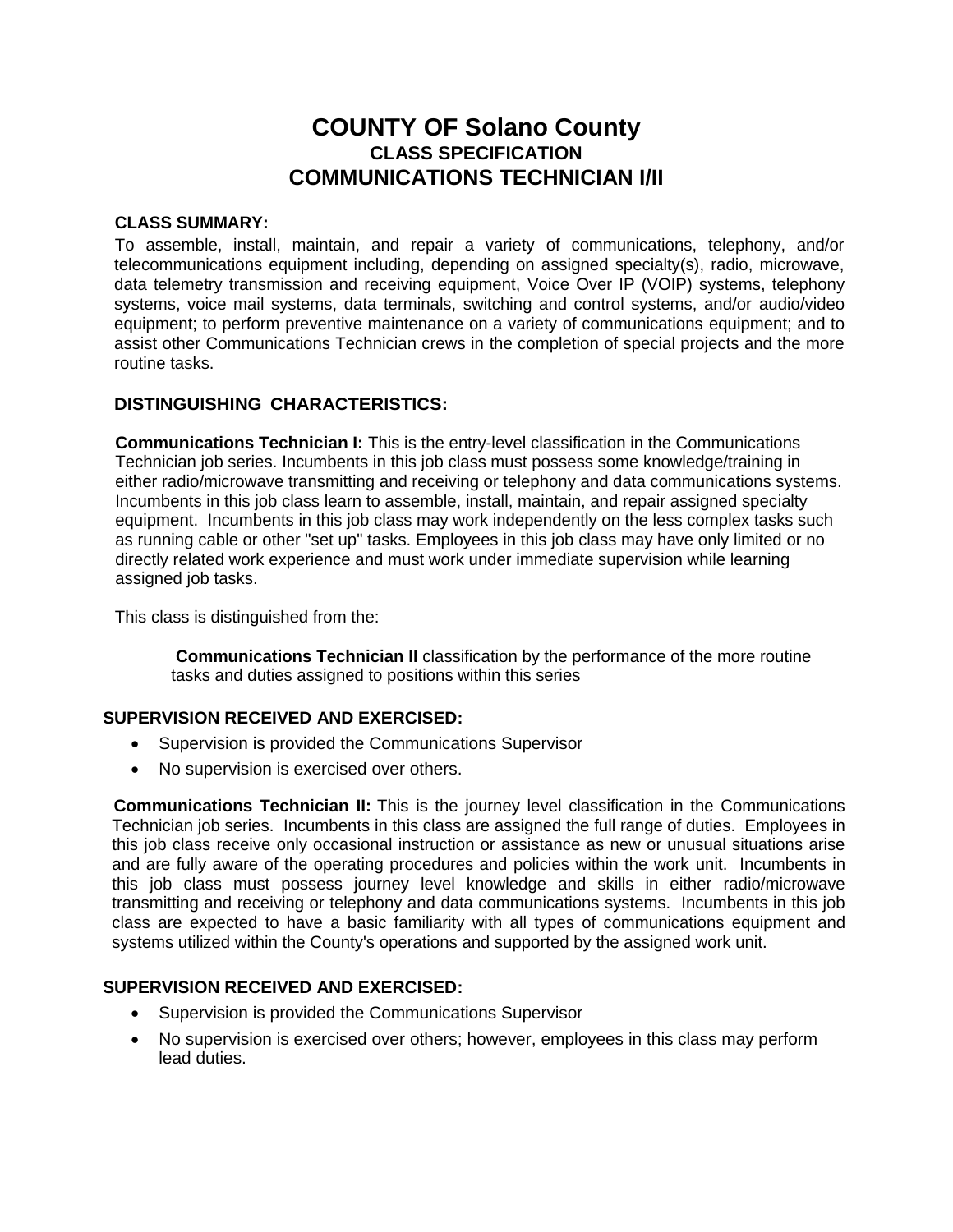# COUNTY OF Solano County

## CLASS SPECIFICATION

## COMMUNICATIONS TECHNICIAN I/II

### CLASS SUMMARY:

To assemble, install, maintain, and repair a variety of communications, telephony, and/or telecommunications equipment including, depending on assigned specialty(s), radio, microwave, data telemetry transmission and receiving equipment, Voice Over IP (VOIP) systems, telephony systems, voice mail systems, data terminals, switching and control systems, and/or audio/video equipment; to perform preventive maintenance on a variety of communications equipment; and to assist other Communications Technician crews in the completion of special projects and the more routine tasks.

### DISTINGUISHING CHARACTERISTICS:

**Communications Technician I:** This is the entry-level classification in the Communications Technician job series. Incumbents in this job class must possess some knowledge/training in either radio/microwave transmitting and receiving or telephony and data communications systems. Incumbents in this job class learn to assemble, install, maintain, and repair assigned specialty equipment. Incumbents in this job class may work independently on the less complex tasks such as running cable or other "set up" tasks. Employees in this job class may have only limited or no directly related work experience and must work under immediate supervision while learning assigned job tasks.

This class is distinguished from the:

> **Communications Technician II** classification by the performance of the more routine tasks and duties assigned to positions within this series

### SUPERVISION RECEIVED AND EXERCISED:

- Supervision is provided the Communications Supervisor
- No supervision is exercised over others.

**Communications Technician II:** This is the journey level classification in the Communications Technician job series. Incumbents in this class are assigned the full range of duties. Employees in this job class receive only occasional instruction or assistance as new or unusual situations arise and are fully aware of the operating procedures and policies within the work unit. Incumbents in this job class must possess journey level knowledge and skills in either radio/microwave transmitting and receiving or telephony and data communications systems. Incumbents in this job class are expected to have a basic familiarity with all types of communications equipment and systems utilized within the County's operations and supported by the assigned work unit.

### SUPERVISION RECEIVED AND EXERCISED:

- Supervision is provided the Communications Supervisor
- No supervision is exercised over others; however, employees in this class may perform lead duties.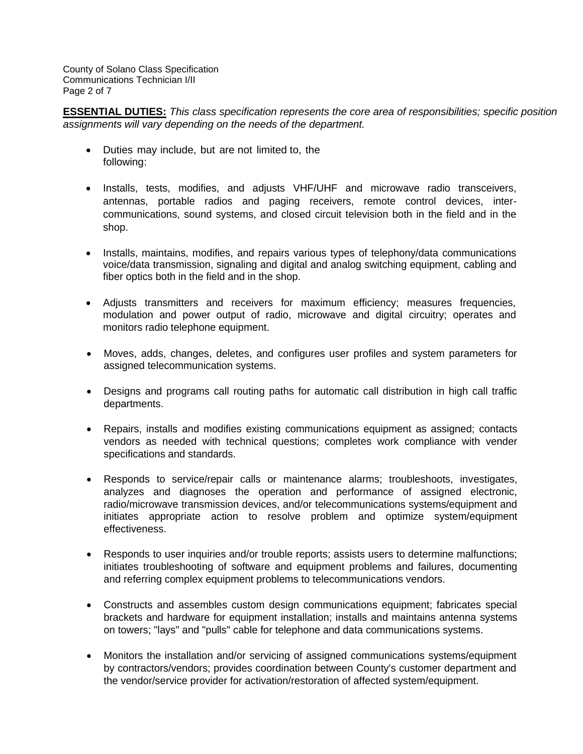**ESSENTIAL DUTIES:** *This class specification represents the core area of responsibilities; specific position assignments will vary depending on the needs of the department.*

- Duties may include, but are not limited to, the following:
- Installs, tests, modifies, and adjusts VHF/UHF and microwave radio transceivers, antennas, portable radios and paging receivers, remote control devices, inter-communications, sound systems, and closed circuit television both in the field and in the shop.
- Installs, maintains, modifies, and repairs various types of telephony/data communications voice/data transmission, signaling and digital and analog switching equipment, cabling and fiber optics both in the field and in the shop.
- Adjusts transmitters and receivers for maximum efficiency; measures frequencies, modulation and power output of radio, microwave and digital circuitry; operates and monitors radio telephone equipment.
- Moves, adds, changes, deletes, and configures user profiles and system parameters for assigned telecommunication systems.
- Designs and programs call routing paths for automatic call distribution in high call traffic departments.
- Repairs, installs and modifies existing communications equipment as assigned; contacts vendors as needed with technical questions; completes work compliance with vender specifications and standards.
- Responds to service/repair calls or maintenance alarms; troubleshoots, investigates, analyzes and diagnoses the operation and performance of assigned electronic, radio/microwave transmission devices, and/or telecommunications systems/equipment and initiates appropriate action to resolve problem and optimize system/equipment effectiveness.
- Responds to user inquiries and/or trouble reports; assists users to determine malfunctions; initiates troubleshooting of software and equipment problems and failures, documenting and referring complex equipment problems to telecommunications vendors.
- Constructs and assembles custom design communications equipment; fabricates special brackets and hardware for equipment installation; installs and maintains antenna systems on towers; "lays" and "pulls" cable for telephone and data communications systems.
- Monitors the installation and/or servicing of assigned communications systems/equipment by contractors/vendors; provides coordination between County's customer department and the vendor/service provider for activation/restoration of affected system/equipment.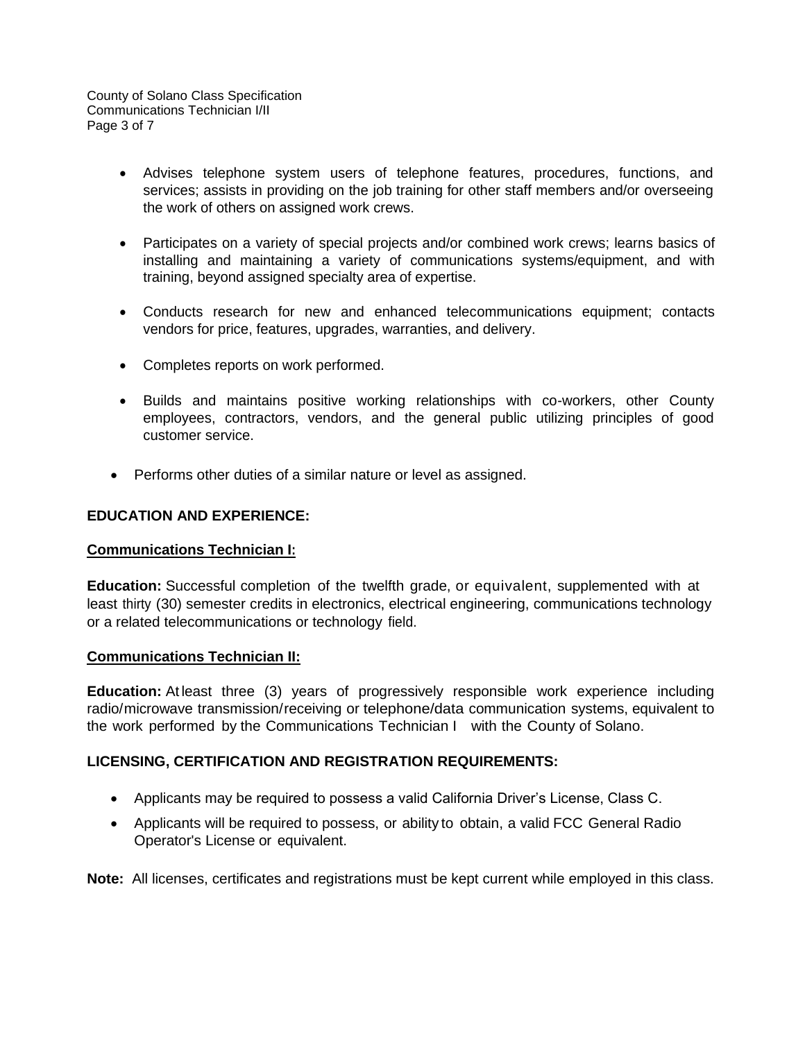- Advises telephone system users of telephone features, procedures, functions, and services; assists in providing on the job training for other staff members and/or overseeing the work of others on assigned work crews.

- Participates on a variety of special projects and/or combined work crews; learns basics of installing and maintaining a variety of communications systems/equipment, and with training, beyond assigned specialty area of expertise.

- Conducts research for new and enhanced telecommunications equipment; contacts vendors for price, features, upgrades, warranties, and delivery.

- Completes reports on work performed.

- Builds and maintains positive working relationships with co-workers, other County employees, contractors, vendors, and the general public utilizing principles of good customer service.

- Performs other duties of a similar nature or level as assigned.

## EDUCATION AND EXPERIENCE:

### Communications Technician I:

**Education:** Successful completion of the twelfth grade, or equivalent, supplemented with at least thirty (30) semester credits in electronics, electrical engineering, communications technology or a related telecommunications or technology field.

### Communications Technician II:

**Education:** At least three (3) years of progressively responsible work experience including radio/microwave transmission/receiving or telephone/data communication systems, equivalent to the work performed by the Communications Technician I with the County of Solano.

## LICENSING, CERTIFICATION AND REGISTRATION REQUIREMENTS:

- Applicants may be required to possess a valid California Driver's License, Class C.
- Applicants will be required to possess, or ability to obtain, a valid FCC General Radio Operator's License or equivalent.

**Note:** All licenses, certificates and registrations must be kept current while employed in this class.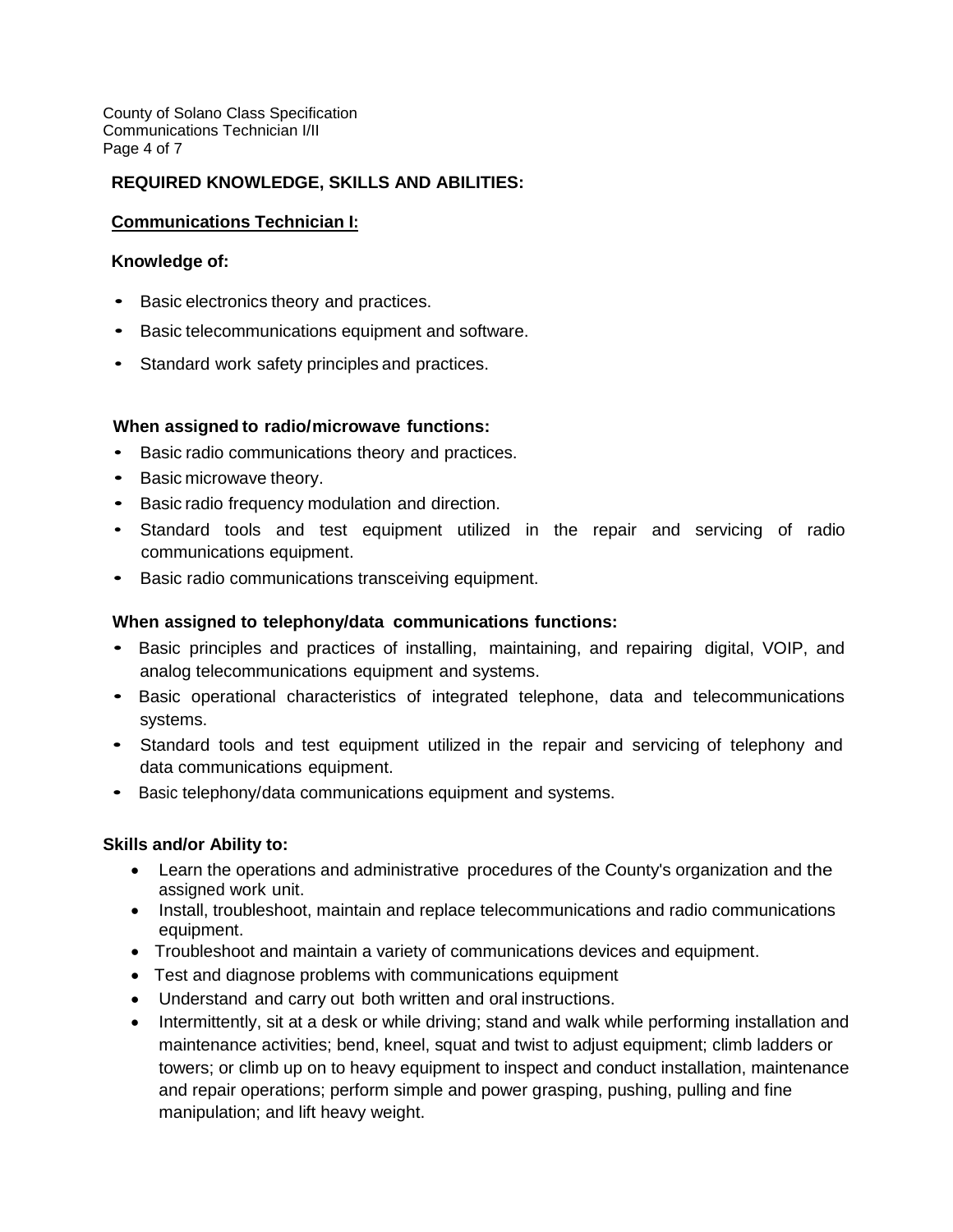## REQUIRED KNOWLEDGE, SKILLS AND ABILITIES:

### Communications Technician I:

**Knowledge of:**

- Basic electronics theory and practices.
- Basic telecommunications equipment and software.
- Standard work safety principles and practices.

**When assigned to radio/microwave functions:**

- Basic radio communications theory and practices.
- Basic microwave theory.
- Basic radio frequency modulation and direction.
- Standard tools and test equipment utilized in the repair and servicing of radio communications equipment.
- Basic radio communications transceiving equipment.

**When assigned to telephony/data communications functions:**

- Basic principles and practices of installing, maintaining, and repairing digital, VOIP, and analog telecommunications equipment and systems.
- Basic operational characteristics of integrated telephone, data and telecommunications systems.
- Standard tools and test equipment utilized in the repair and servicing of telephony and data communications equipment.
- Basic telephony/data communications equipment and systems.

**Skills and/or Ability to:**

- Learn the operations and administrative procedures of the County's organization and the assigned work unit.
- Install, troubleshoot, maintain and replace telecommunications and radio communications equipment.
- Troubleshoot and maintain a variety of communications devices and equipment.
- Test and diagnose problems with communications equipment
- Understand and carry out both written and oral instructions.
- Intermittently, sit at a desk or while driving; stand and walk while performing installation and maintenance activities; bend, kneel, squat and twist to adjust equipment; climb ladders or towers; or climb up on to heavy equipment to inspect and conduct installation, maintenance and repair operations; perform simple and power grasping, pushing, pulling and fine manipulation; and lift heavy weight.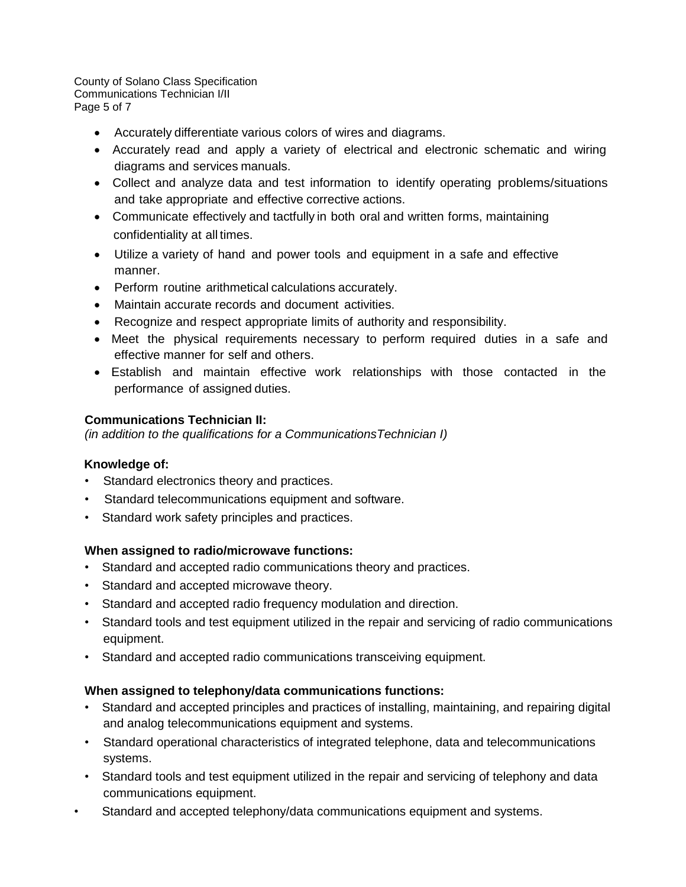- Accurately differentiate various colors of wires and diagrams.
- Accurately read and apply a variety of electrical and electronic schematic and wiring diagrams and services manuals.
- Collect and analyze data and test information to identify operating problems/situations and take appropriate and effective corrective actions.
- Communicate effectively and tactfully in both oral and written forms, maintaining confidentiality at all times.
- Utilize a variety of hand and power tools and equipment in a safe and effective manner.
- Perform routine arithmetical calculations accurately.
- Maintain accurate records and document activities.
- Recognize and respect appropriate limits of authority and responsibility.
- Meet the physical requirements necessary to perform required duties in a safe and effective manner for self and others.
- Establish and maintain effective work relationships with those contacted in the performance of assigned duties.

**Communications Technician II:**
*(in addition to the qualifications for a CommunicationsTechnician I)*

**Knowledge of:**

- Standard electronics theory and practices.
- Standard telecommunications equipment and software.
- Standard work safety principles and practices.

**When assigned to radio/microwave functions:**

- Standard and accepted radio communications theory and practices.
- Standard and accepted microwave theory.
- Standard and accepted radio frequency modulation and direction.
- Standard tools and test equipment utilized in the repair and servicing of radio communications equipment.
- Standard and accepted radio communications transceiving equipment.

**When assigned to telephony/data communications functions:**

- Standard and accepted principles and practices of installing, maintaining, and repairing digital and analog telecommunications equipment and systems.
- Standard operational characteristics of integrated telephone, data and telecommunications systems.
- Standard tools and test equipment utilized in the repair and servicing of telephony and data communications equipment.
- Standard and accepted telephony/data communications equipment and systems.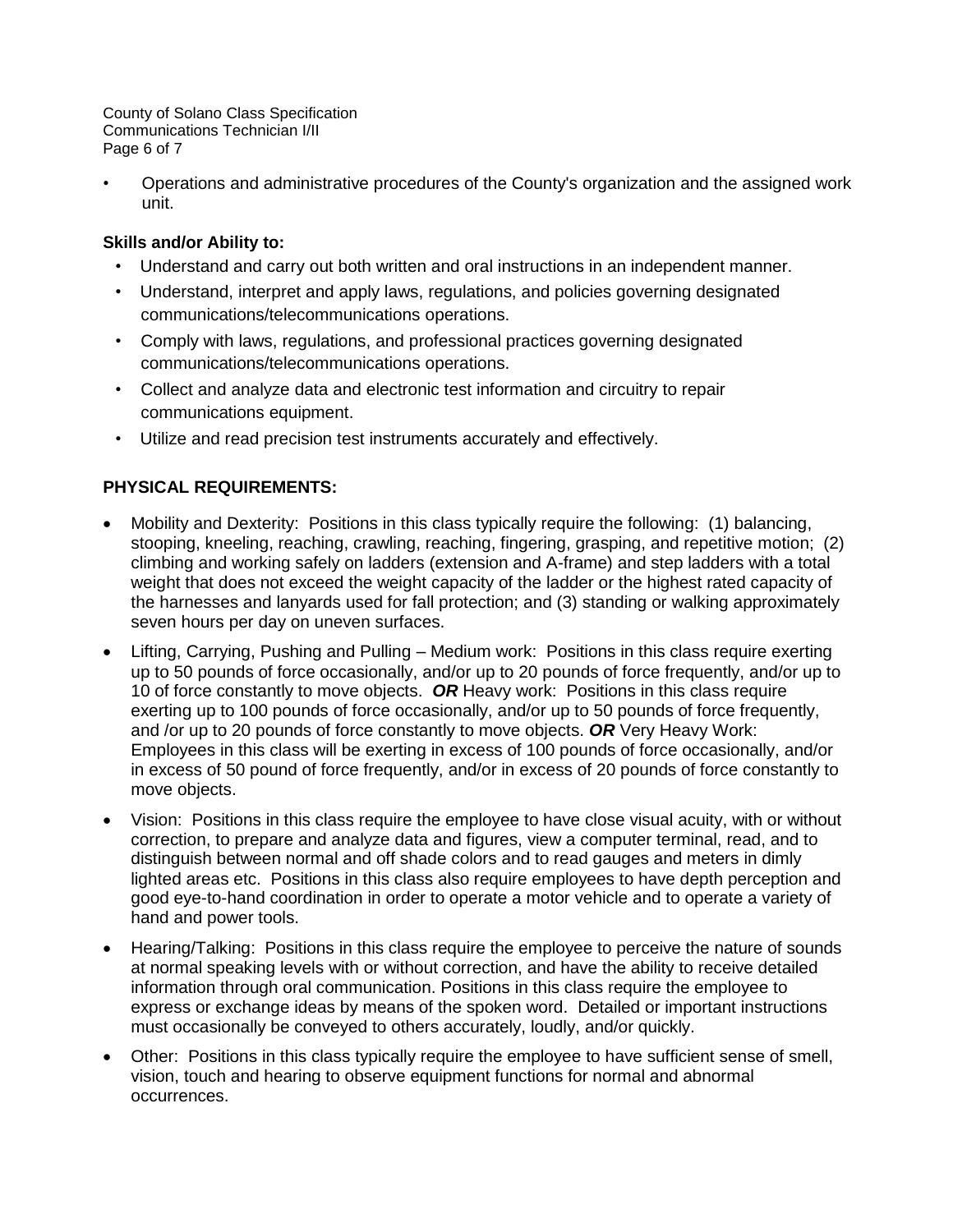- Operations and administrative procedures of the County's organization and the assigned work unit.

**Skills and/or Ability to:**

- Understand and carry out both written and oral instructions in an independent manner.
- Understand, interpret and apply laws, regulations, and policies governing designated communications/telecommunications operations.
- Comply with laws, regulations, and professional practices governing designated communications/telecommunications operations.
- Collect and analyze data and electronic test information and circuitry to repair communications equipment.
- Utilize and read precision test instruments accurately and effectively.

## PHYSICAL REQUIREMENTS:

- Mobility and Dexterity: Positions in this class typically require the following: (1) balancing, stooping, kneeling, reaching, crawling, reaching, fingering, grasping, and repetitive motion; (2) climbing and working safely on ladders (extension and A-frame) and step ladders with a total weight that does not exceed the weight capacity of the ladder or the highest rated capacity of the harnesses and lanyards used for fall protection; and (3) standing or walking approximately seven hours per day on uneven surfaces.
- Lifting, Carrying, Pushing and Pulling – Medium work: Positions in this class require exerting up to 50 pounds of force occasionally, and/or up to 20 pounds of force frequently, and/or up to 10 of force constantly to move objects. ***OR*** Heavy work: Positions in this class require exerting up to 100 pounds of force occasionally, and/or up to 50 pounds of force frequently, and /or up to 20 pounds of force constantly to move objects. ***OR*** Very Heavy Work: Employees in this class will be exerting in excess of 100 pounds of force occasionally, and/or in excess of 50 pound of force frequently, and/or in excess of 20 pounds of force constantly to move objects.
- Vision: Positions in this class require the employee to have close visual acuity, with or without correction, to prepare and analyze data and figures, view a computer terminal, read, and to distinguish between normal and off shade colors and to read gauges and meters in dimly lighted areas etc. Positions in this class also require employees to have depth perception and good eye-to-hand coordination in order to operate a motor vehicle and to operate a variety of hand and power tools.
- Hearing/Talking: Positions in this class require the employee to perceive the nature of sounds at normal speaking levels with or without correction, and have the ability to receive detailed information through oral communication. Positions in this class require the employee to express or exchange ideas by means of the spoken word. Detailed or important instructions must occasionally be conveyed to others accurately, loudly, and/or quickly.
- Other: Positions in this class typically require the employee to have sufficient sense of smell, vision, touch and hearing to observe equipment functions for normal and abnormal occurrences.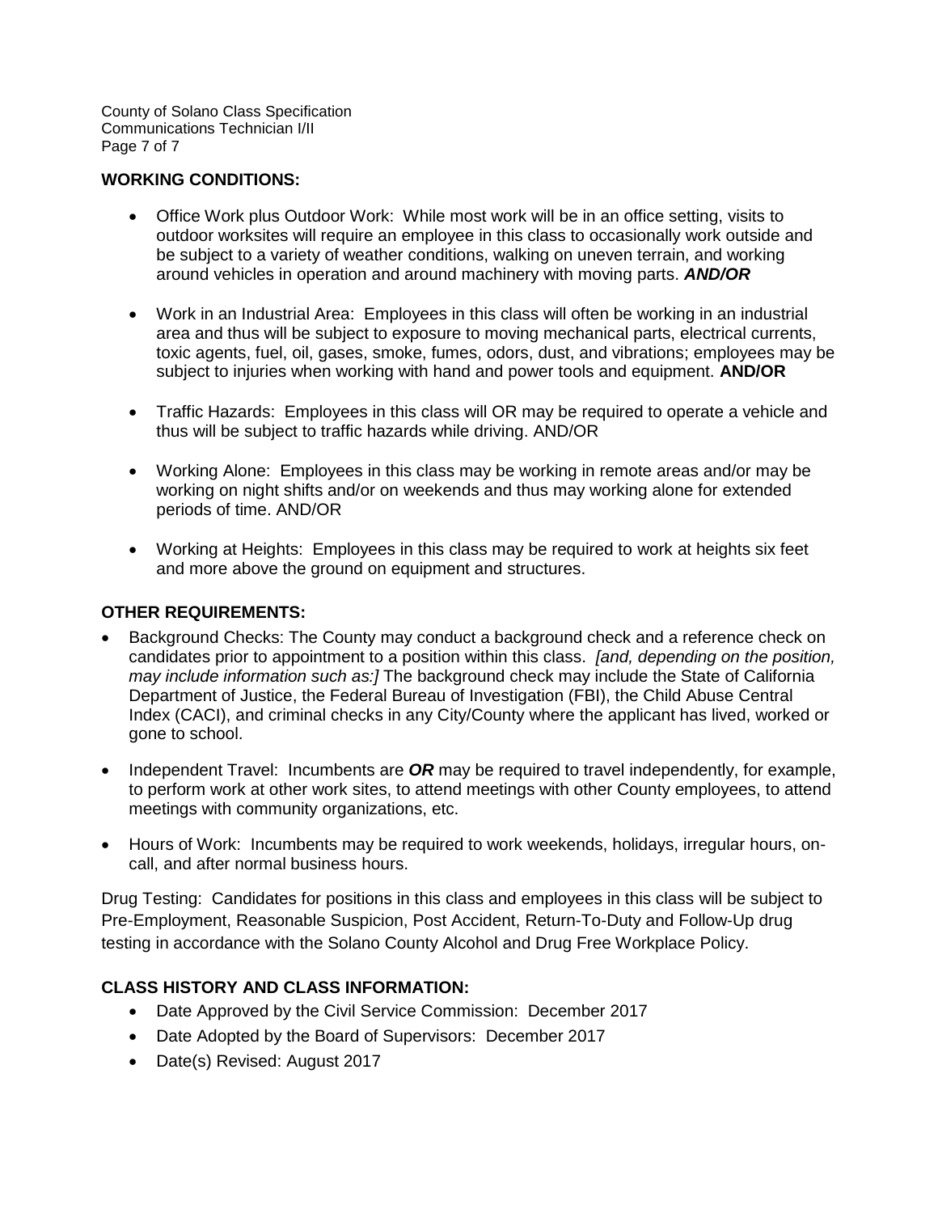**WORKING CONDITIONS:**

- Office Work plus Outdoor Work: While most work will be in an office setting, visits to outdoor worksites will require an employee in this class to occasionally work outside and be subject to a variety of weather conditions, walking on uneven terrain, and working around vehicles in operation and around machinery with moving parts. ***AND/OR***

- Work in an Industrial Area: Employees in this class will often be working in an industrial area and thus will be subject to exposure to moving mechanical parts, electrical currents, toxic agents, fuel, oil, gases, smoke, fumes, odors, dust, and vibrations; employees may be subject to injuries when working with hand and power tools and equipment. **AND/OR**

- Traffic Hazards: Employees in this class will OR may be required to operate a vehicle and thus will be subject to traffic hazards while driving. AND/OR

- Working Alone: Employees in this class may be working in remote areas and/or may be working on night shifts and/or on weekends and thus may working alone for extended periods of time. AND/OR

- Working at Heights: Employees in this class may be required to work at heights six feet and more above the ground on equipment and structures.

**OTHER REQUIREMENTS:**

- Background Checks: The County may conduct a background check and a reference check on candidates prior to appointment to a position within this class. *[and, depending on the position, may include information such as:]* The background check may include the State of California Department of Justice, the Federal Bureau of Investigation (FBI), the Child Abuse Central Index (CACI), and criminal checks in any City/County where the applicant has lived, worked or gone to school.

- Independent Travel: Incumbents are ***OR*** may be required to travel independently, for example, to perform work at other work sites, to attend meetings with other County employees, to attend meetings with community organizations, etc.

- Hours of Work: Incumbents may be required to work weekends, holidays, irregular hours, on-call, and after normal business hours.

Drug Testing: Candidates for positions in this class and employees in this class will be subject to Pre-Employment, Reasonable Suspicion, Post Accident, Return-To-Duty and Follow-Up drug testing in accordance with the Solano County Alcohol and Drug Free Workplace Policy.

**CLASS HISTORY AND CLASS INFORMATION:**

- Date Approved by the Civil Service Commission: December 2017
- Date Adopted by the Board of Supervisors: December 2017
- Date(s) Revised: August 2017